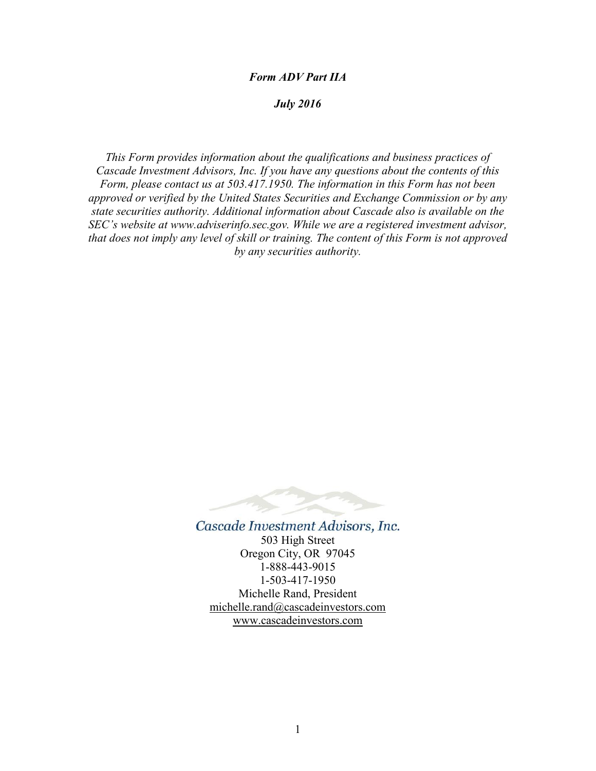***Form ADV Part IIA***

***July 2016***

*This Form provides information about the qualifications and business practices of Cascade Investment Advisors, Inc. If you have any questions about the contents of this Form, please contact us at 503.417.1950. The information in this Form has not been approved or verified by the United States Securities and Exchange Commission or by any state securities authority. Additional information about Cascade also is available on the SEC's website at www.adviserinfo.sec.gov. While we are a registered investment advisor, that does not imply any level of skill or training. The content of this Form is not approved by any securities authority.*

*Cascade Investment Advisors, Inc.*

503 High Street
Oregon City, OR 97045
1-888-443-9015
1-503-417-1950
Michelle Rand, President
michelle.rand@cascadeinvestors.com
www.cascadeinvestors.com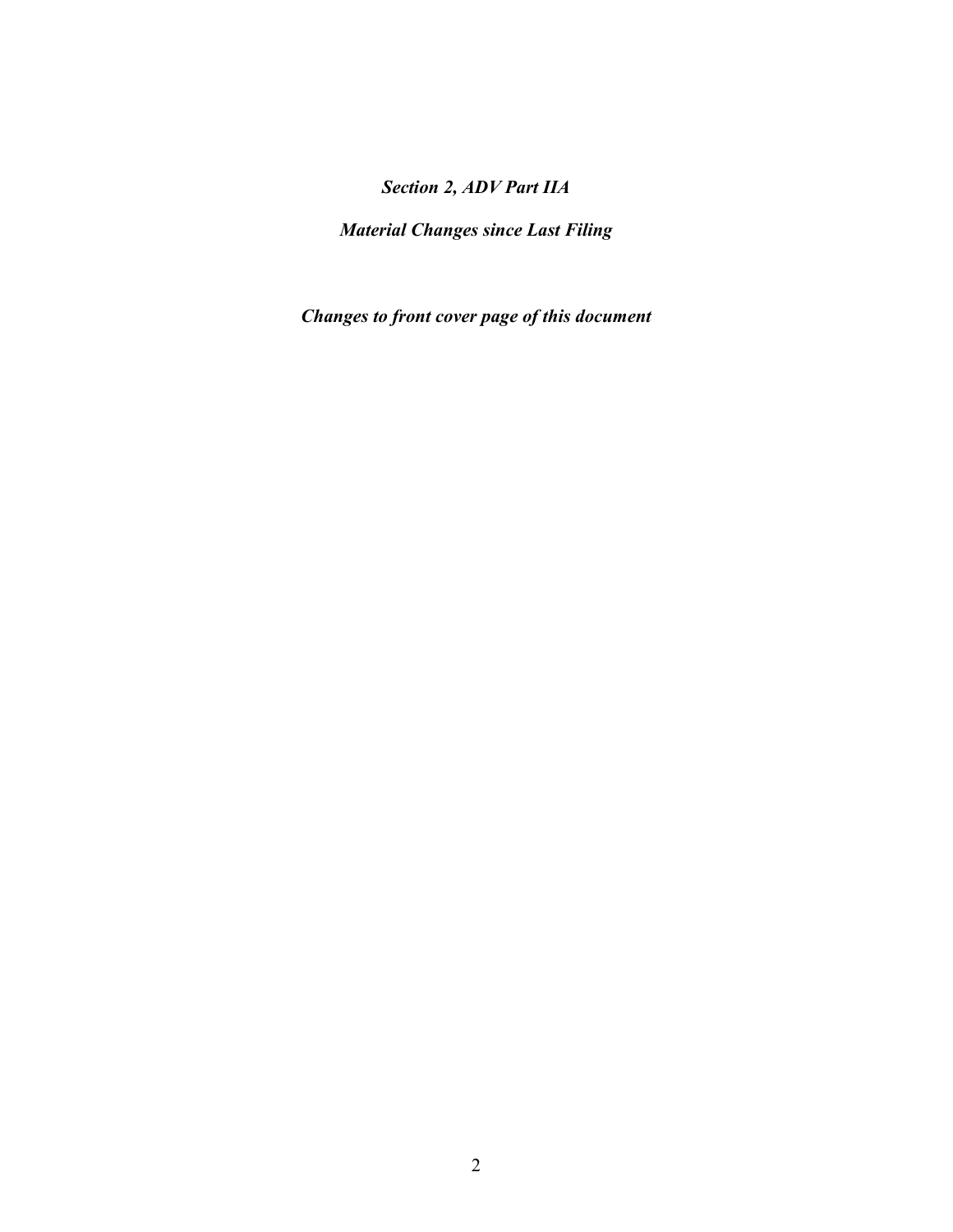***Section 2, ADV Part IIA***

***Material Changes since Last Filing***

***Changes to front cover page of this document***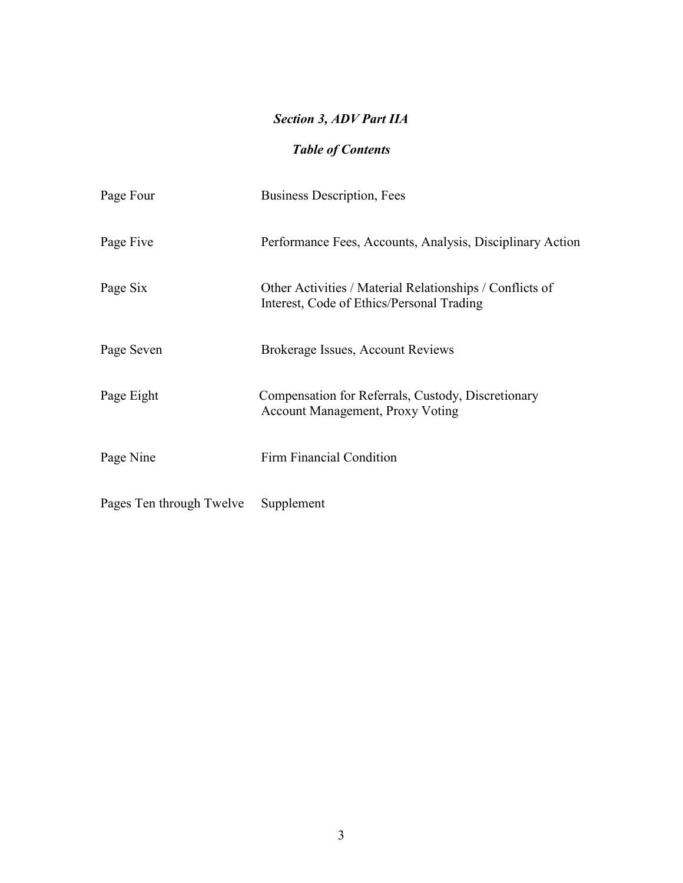## *Section 3, ADV Part IIA*

### *Table of Contents*

| | |
|---|---|
| Page Four | Business Description, Fees |
| Page Five | Performance Fees, Accounts, Analysis, Disciplinary Action |
| Page Six | Other Activities / Material Relationships / Conflicts of Interest, Code of Ethics/Personal Trading |
| Page Seven | Brokerage Issues, Account Reviews |
| Page Eight | Compensation for Referrals, Custody, Discretionary Account Management, Proxy Voting |
| Page Nine | Firm Financial Condition |
| Pages Ten through Twelve | Supplement |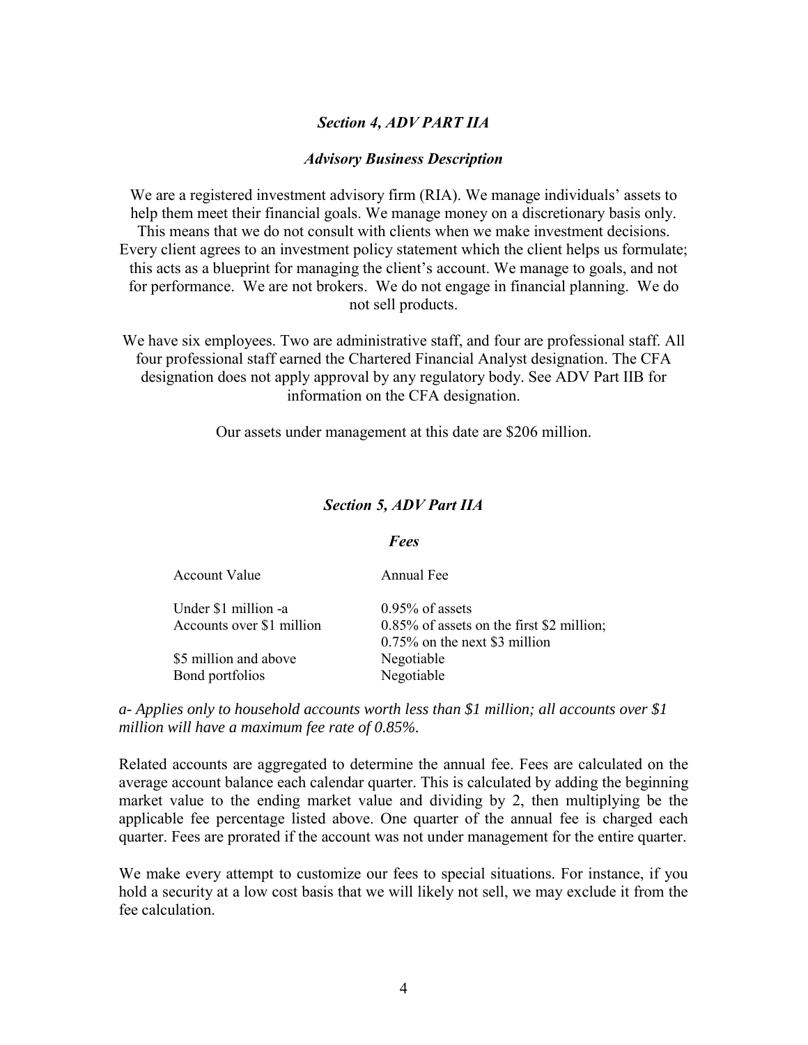### *Section 4, ADV PART IIA*

### *Advisory Business Description*

We are a registered investment advisory firm (RIA). We manage individuals' assets to help them meet their financial goals. We manage money on a discretionary basis only. This means that we do not consult with clients when we make investment decisions. Every client agrees to an investment policy statement which the client helps us formulate; this acts as a blueprint for managing the client's account. We manage to goals, and not for performance. We are not brokers. We do not engage in financial planning. We do not sell products.

We have six employees. Two are administrative staff, and four are professional staff. All four professional staff earned the Chartered Financial Analyst designation. The CFA designation does not apply approval by any regulatory body. See ADV Part IIB for information on the CFA designation.

Our assets under management at this date are $206 million.

### *Section 5, ADV Part IIA*

### *Fees*

| Account Value | Annual Fee |
|---|---|
| Under $1 million -a | 0.95% of assets |
| Accounts over $1 million | 0.85% of assets on the first $2 million; 0.75% on the next $3 million |
| $5 million and above | Negotiable |
| Bond portfolios | Negotiable |

*a- Applies only to household accounts worth less than $1 million; all accounts over $1 million will have a maximum fee rate of 0.85%.*

Related accounts are aggregated to determine the annual fee. Fees are calculated on the average account balance each calendar quarter. This is calculated by adding the beginning market value to the ending market value and dividing by 2, then multiplying be the applicable fee percentage listed above. One quarter of the annual fee is charged each quarter. Fees are prorated if the account was not under management for the entire quarter.

We make every attempt to customize our fees to special situations. For instance, if you hold a security at a low cost basis that we will likely not sell, we may exclude it from the fee calculation.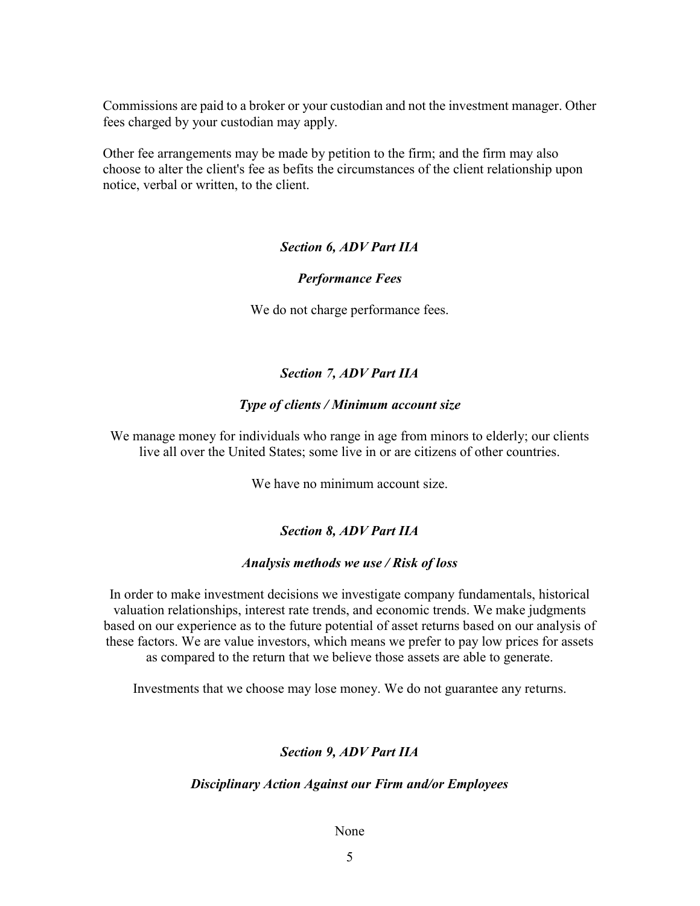Commissions are paid to a broker or your custodian and not the investment manager. Other fees charged by your custodian may apply.

Other fee arrangements may be made by petition to the firm; and the firm may also choose to alter the client's fee as befits the circumstances of the client relationship upon notice, verbal or written, to the client.

### *Section 6, ADV Part IIA*

### *Performance Fees*

We do not charge performance fees.

### *Section 7, ADV Part IIA*

### *Type of clients / Minimum account size*

We manage money for individuals who range in age from minors to elderly; our clients live all over the United States; some live in or are citizens of other countries.

We have no minimum account size.

### *Section 8, ADV Part IIA*

### *Analysis methods we use / Risk of loss*

In order to make investment decisions we investigate company fundamentals, historical valuation relationships, interest rate trends, and economic trends. We make judgments based on our experience as to the future potential of asset returns based on our analysis of these factors. We are value investors, which means we prefer to pay low prices for assets as compared to the return that we believe those assets are able to generate.

Investments that we choose may lose money. We do not guarantee any returns.

### *Section 9, ADV Part IIA*

### *Disciplinary Action Against our Firm and/or Employees*

None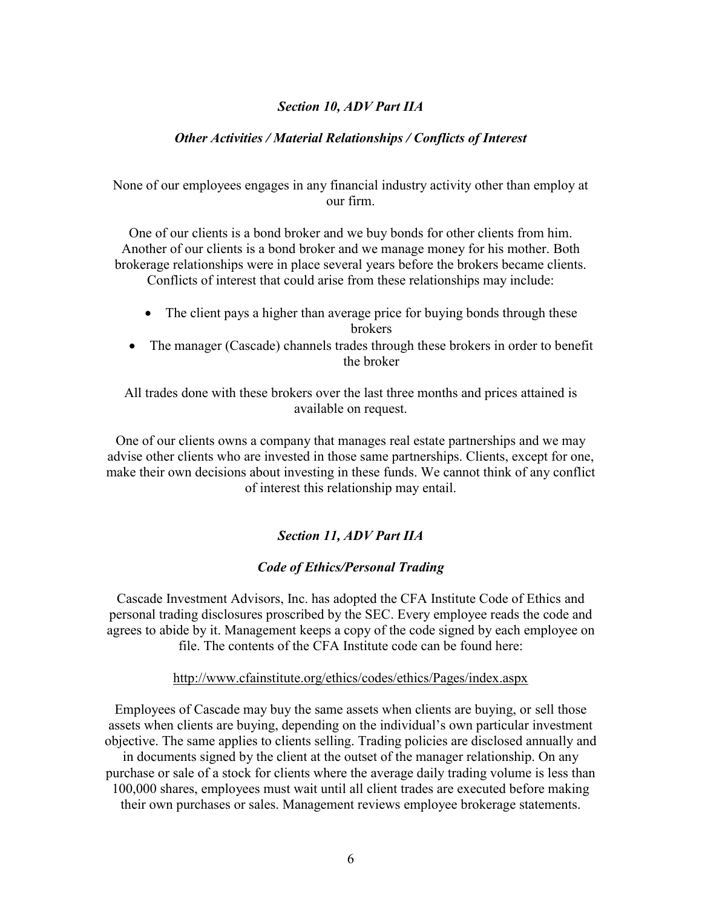### *Section 10, ADV Part IIA*

### *Other Activities / Material Relationships / Conflicts of Interest*

None of our employees engages in any financial industry activity other than employ at our firm.

One of our clients is a bond broker and we buy bonds for other clients from him. Another of our clients is a bond broker and we manage money for his mother. Both brokerage relationships were in place several years before the brokers became clients. Conflicts of interest that could arise from these relationships may include:

- The client pays a higher than average price for buying bonds through these brokers
- The manager (Cascade) channels trades through these brokers in order to benefit the broker

All trades done with these brokers over the last three months and prices attained is available on request.

One of our clients owns a company that manages real estate partnerships and we may advise other clients who are invested in those same partnerships. Clients, except for one, make their own decisions about investing in these funds. We cannot think of any conflict of interest this relationship may entail.

### *Section 11, ADV Part IIA*

### *Code of Ethics/Personal Trading*

Cascade Investment Advisors, Inc. has adopted the CFA Institute Code of Ethics and personal trading disclosures proscribed by the SEC. Every employee reads the code and agrees to abide by it. Management keeps a copy of the code signed by each employee on file. The contents of the CFA Institute code can be found here:

http://www.cfainstitute.org/ethics/codes/ethics/Pages/index.aspx

Employees of Cascade may buy the same assets when clients are buying, or sell those assets when clients are buying, depending on the individual's own particular investment objective. The same applies to clients selling. Trading policies are disclosed annually and in documents signed by the client at the outset of the manager relationship. On any purchase or sale of a stock for clients where the average daily trading volume is less than 100,000 shares, employees must wait until all client trades are executed before making their own purchases or sales. Management reviews employee brokerage statements.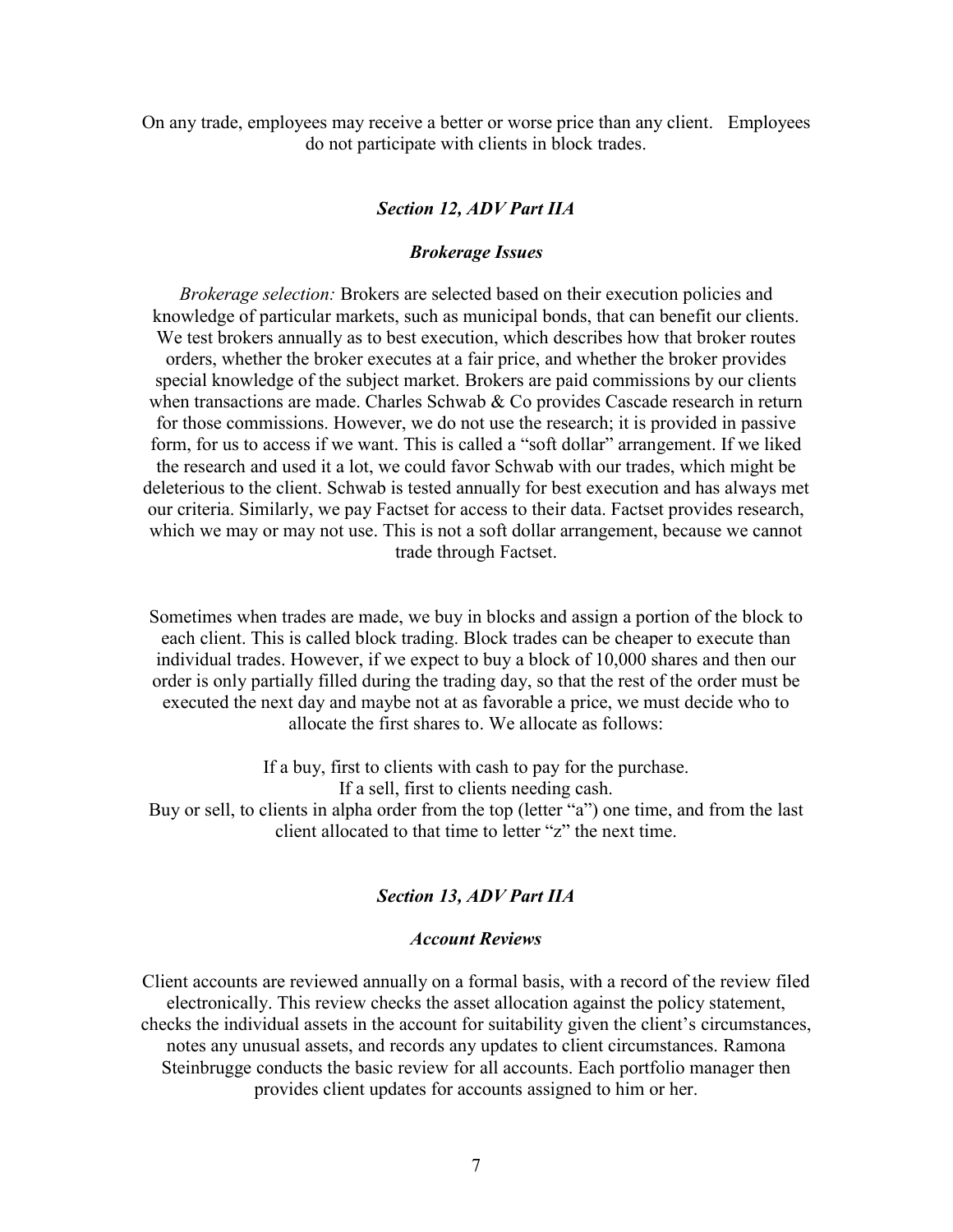On any trade, employees may receive a better or worse price than any client. Employees do not participate with clients in block trades.

### *Section 12, ADV Part IIA*

### *Brokerage Issues*

*Brokerage selection:* Brokers are selected based on their execution policies and knowledge of particular markets, such as municipal bonds, that can benefit our clients. We test brokers annually as to best execution, which describes how that broker routes orders, whether the broker executes at a fair price, and whether the broker provides special knowledge of the subject market. Brokers are paid commissions by our clients when transactions are made. Charles Schwab & Co provides Cascade research in return for those commissions. However, we do not use the research; it is provided in passive form, for us to access if we want. This is called a "soft dollar" arrangement. If we liked the research and used it a lot, we could favor Schwab with our trades, which might be deleterious to the client. Schwab is tested annually for best execution and has always met our criteria. Similarly, we pay Factset for access to their data. Factset provides research, which we may or may not use. This is not a soft dollar arrangement, because we cannot trade through Factset.

Sometimes when trades are made, we buy in blocks and assign a portion of the block to each client. This is called block trading. Block trades can be cheaper to execute than individual trades. However, if we expect to buy a block of 10,000 shares and then our order is only partially filled during the trading day, so that the rest of the order must be executed the next day and maybe not at as favorable a price, we must decide who to allocate the first shares to. We allocate as follows:

If a buy, first to clients with cash to pay for the purchase.
If a sell, first to clients needing cash.
Buy or sell, to clients in alpha order from the top (letter "a") one time, and from the last client allocated to that time to letter "z" the next time.

### *Section 13, ADV Part IIA*

### *Account Reviews*

Client accounts are reviewed annually on a formal basis, with a record of the review filed electronically. This review checks the asset allocation against the policy statement, checks the individual assets in the account for suitability given the client's circumstances, notes any unusual assets, and records any updates to client circumstances. Ramona Steinbrugge conducts the basic review for all accounts. Each portfolio manager then provides client updates for accounts assigned to him or her.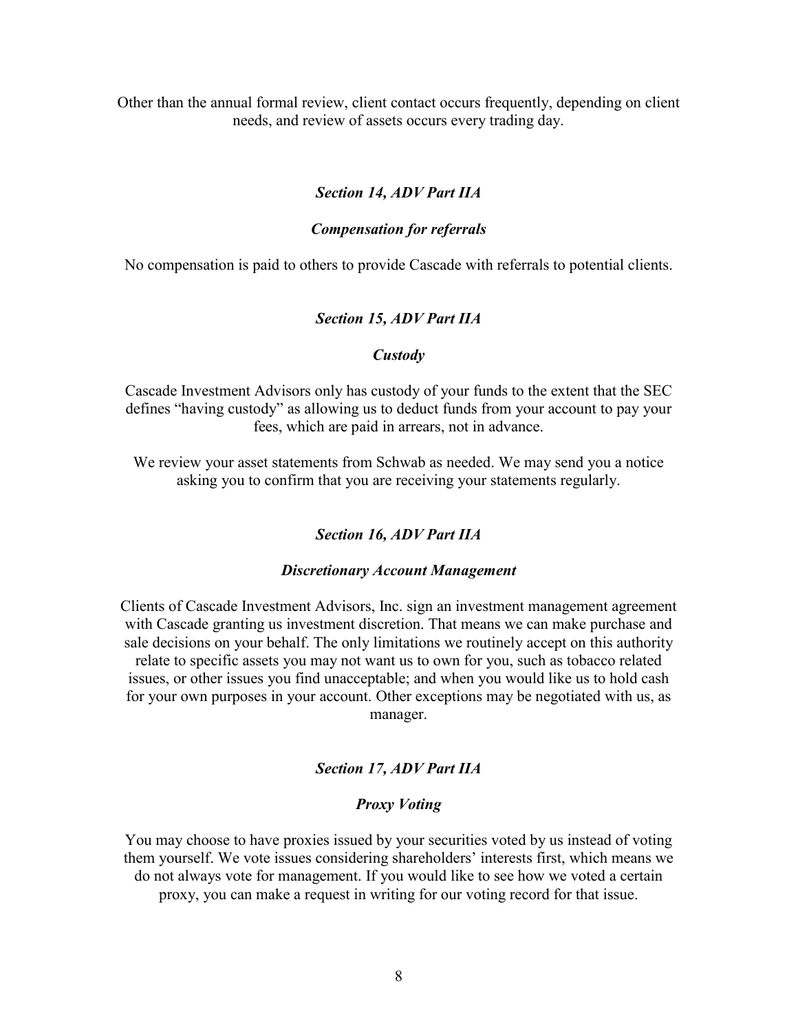Other than the annual formal review, client contact occurs frequently, depending on client needs, and review of assets occurs every trading day.

### *Section 14, ADV Part IIA*

### *Compensation for referrals*

No compensation is paid to others to provide Cascade with referrals to potential clients.

### *Section 15, ADV Part IIA*

### *Custody*

Cascade Investment Advisors only has custody of your funds to the extent that the SEC defines "having custody" as allowing us to deduct funds from your account to pay your fees, which are paid in arrears, not in advance.

We review your asset statements from Schwab as needed. We may send you a notice asking you to confirm that you are receiving your statements regularly.

### *Section 16, ADV Part IIA*

### *Discretionary Account Management*

Clients of Cascade Investment Advisors, Inc. sign an investment management agreement with Cascade granting us investment discretion. That means we can make purchase and sale decisions on your behalf. The only limitations we routinely accept on this authority relate to specific assets you may not want us to own for you, such as tobacco related issues, or other issues you find unacceptable; and when you would like us to hold cash for your own purposes in your account. Other exceptions may be negotiated with us, as manager.

### *Section 17, ADV Part IIA*

### *Proxy Voting*

You may choose to have proxies issued by your securities voted by us instead of voting them yourself. We vote issues considering shareholders' interests first, which means we do not always vote for management. If you would like to see how we voted a certain proxy, you can make a request in writing for our voting record for that issue.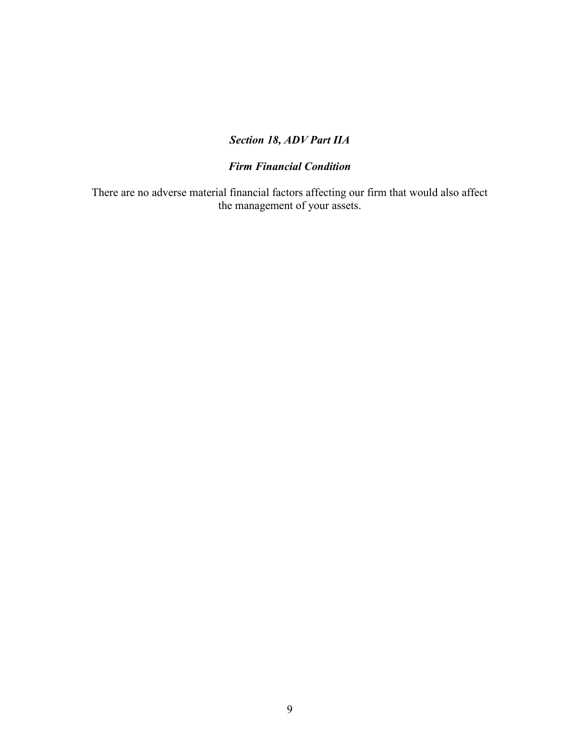## *Section 18, ADV Part IIA*

## *Firm Financial Condition*

There are no adverse material financial factors affecting our firm that would also affect the management of your assets.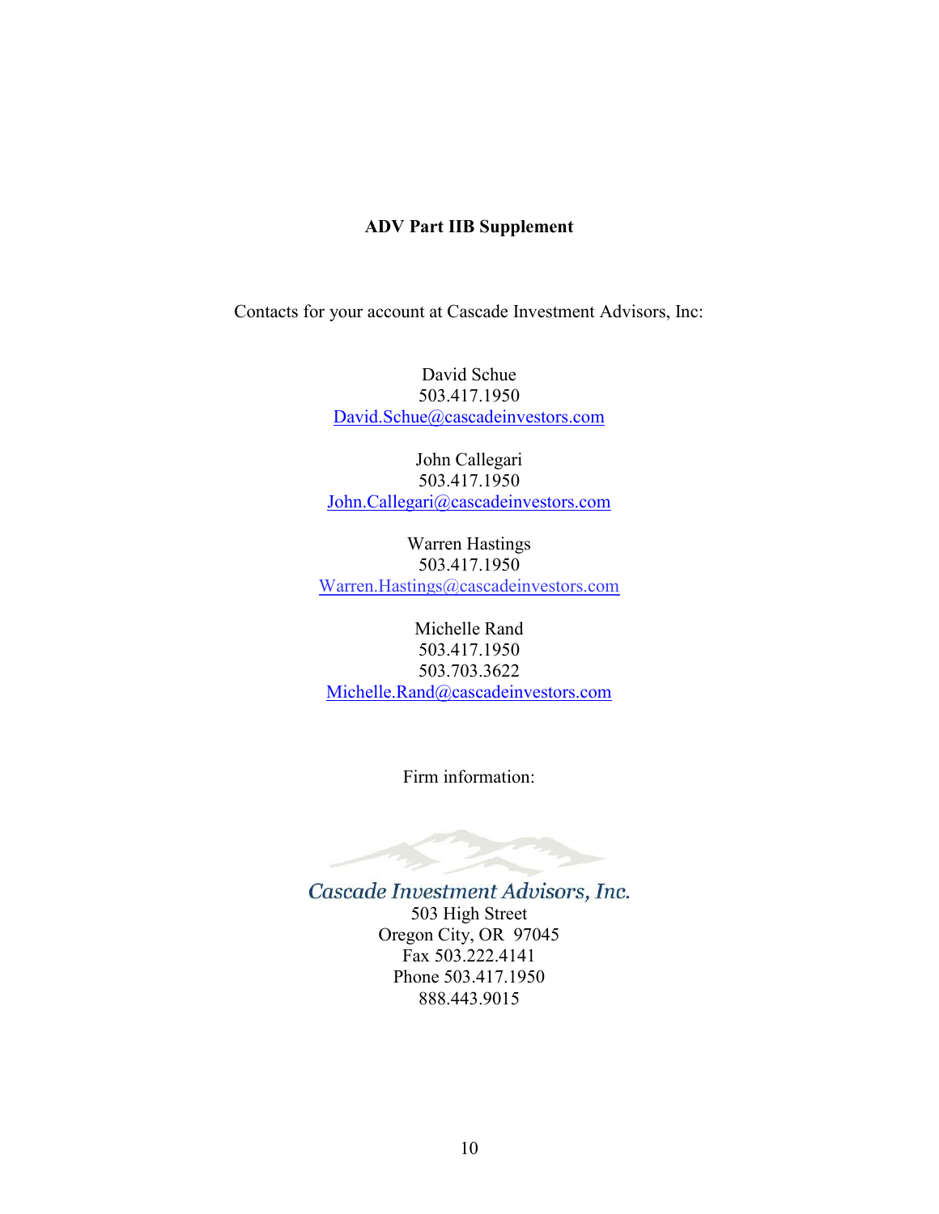**ADV Part IIB Supplement**

Contacts for your account at Cascade Investment Advisors, Inc:

David Schue
503.417.1950
David.Schue@cascadeinvestors.com

John Callegari
503.417.1950
John.Callegari@cascadeinvestors.com

Warren Hastings
503.417.1950
Warren.Hastings@cascadeinvestors.com

Michelle Rand
503.417.1950
503.703.3622
Michelle.Rand@cascadeinvestors.com

Firm information:

*Cascade Investment Advisors, Inc.*
503 High Street
Oregon City, OR 97045
Fax 503.222.4141
Phone 503.417.1950
888.443.9015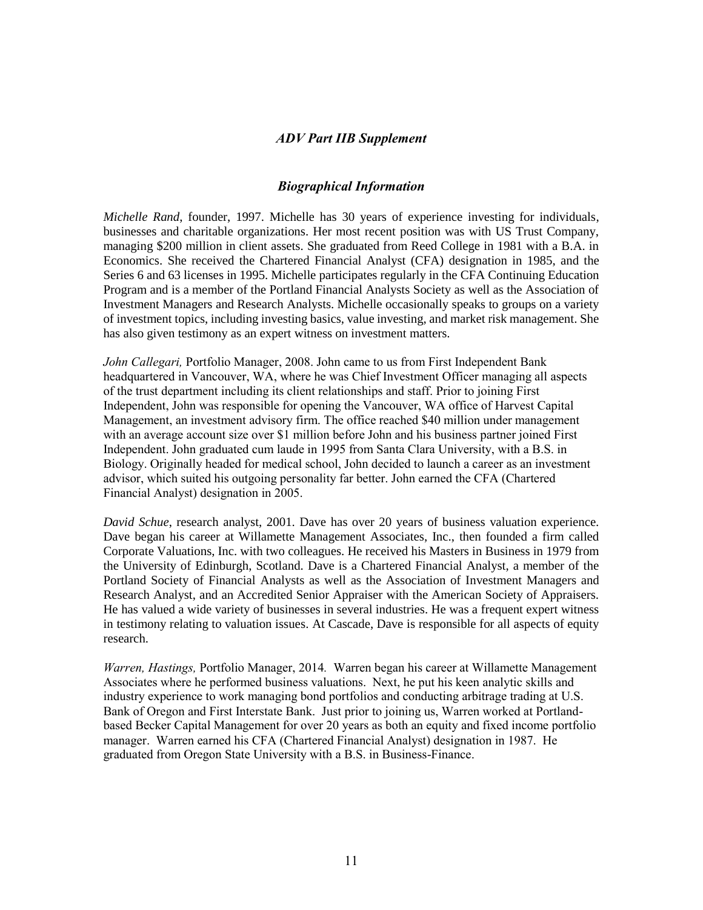## *ADV Part IIB Supplement*

### *Biographical Information*

*Michelle Rand*, founder, 1997. Michelle has 30 years of experience investing for individuals, businesses and charitable organizations. Her most recent position was with US Trust Company, managing $200 million in client assets. She graduated from Reed College in 1981 with a B.A. in Economics. She received the Chartered Financial Analyst (CFA) designation in 1985, and the Series 6 and 63 licenses in 1995. Michelle participates regularly in the CFA Continuing Education Program and is a member of the Portland Financial Analysts Society as well as the Association of Investment Managers and Research Analysts. Michelle occasionally speaks to groups on a variety of investment topics, including investing basics, value investing, and market risk management. She has also given testimony as an expert witness on investment matters.

*John Callegari,* Portfolio Manager, 2008. John came to us from First Independent Bank headquartered in Vancouver, WA, where he was Chief Investment Officer managing all aspects of the trust department including its client relationships and staff. Prior to joining First Independent, John was responsible for opening the Vancouver, WA office of Harvest Capital Management, an investment advisory firm. The office reached $40 million under management with an average account size over $1 million before John and his business partner joined First Independent. John graduated cum laude in 1995 from Santa Clara University, with a B.S. in Biology. Originally headed for medical school, John decided to launch a career as an investment advisor, which suited his outgoing personality far better. John earned the CFA (Chartered Financial Analyst) designation in 2005.

*David Schue*, research analyst, 2001. Dave has over 20 years of business valuation experience. Dave began his career at Willamette Management Associates, Inc., then founded a firm called Corporate Valuations, Inc. with two colleagues. He received his Masters in Business in 1979 from the University of Edinburgh, Scotland. Dave is a Chartered Financial Analyst, a member of the Portland Society of Financial Analysts as well as the Association of Investment Managers and Research Analyst, and an Accredited Senior Appraiser with the American Society of Appraisers. He has valued a wide variety of businesses in several industries. He was a frequent expert witness in testimony relating to valuation issues. At Cascade, Dave is responsible for all aspects of equity research.

*Warren, Hastings,* Portfolio Manager, 2014. Warren began his career at Willamette Management Associates where he performed business valuations. Next, he put his keen analytic skills and industry experience to work managing bond portfolios and conducting arbitrage trading at U.S. Bank of Oregon and First Interstate Bank. Just prior to joining us, Warren worked at Portland-based Becker Capital Management for over 20 years as both an equity and fixed income portfolio manager. Warren earned his CFA (Chartered Financial Analyst) designation in 1987. He graduated from Oregon State University with a B.S. in Business-Finance.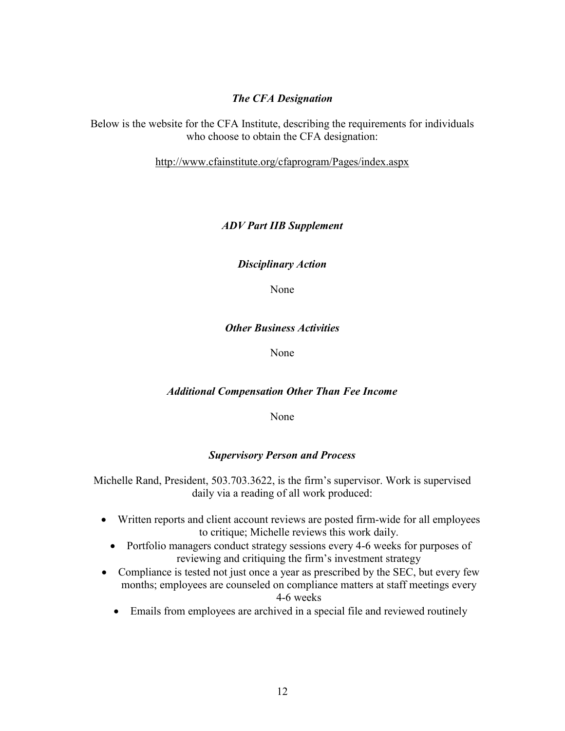### *The CFA Designation*

Below is the website for the CFA Institute, describing the requirements for individuals who choose to obtain the CFA designation:

http://www.cfainstitute.org/cfaprogram/Pages/index.aspx

### *ADV Part IIB Supplement*

### *Disciplinary Action*

None

### *Other Business Activities*

None

### *Additional Compensation Other Than Fee Income*

None

### *Supervisory Person and Process*

Michelle Rand, President, 503.703.3622, is the firm's supervisor. Work is supervised daily via a reading of all work produced:

- Written reports and client account reviews are posted firm-wide for all employees to critique; Michelle reviews this work daily.
- Portfolio managers conduct strategy sessions every 4-6 weeks for purposes of reviewing and critiquing the firm's investment strategy
- Compliance is tested not just once a year as prescribed by the SEC, but every few months; employees are counseled on compliance matters at staff meetings every 4-6 weeks
- Emails from employees are archived in a special file and reviewed routinely